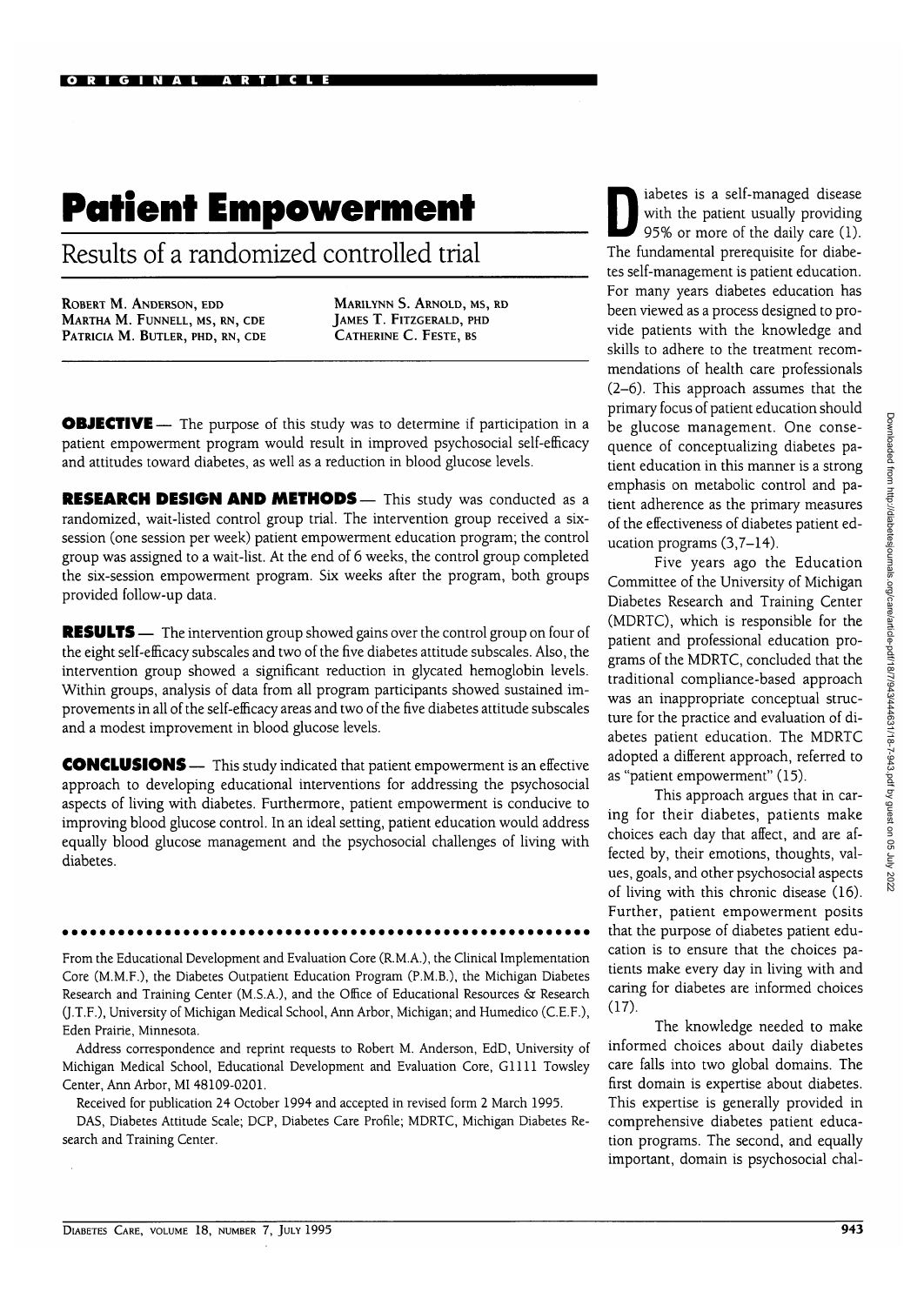# Patient Empowerment

## Results of a randomized controlled trial

ROBERT M. ANDERSON, EDD
MARTHA M. FUNNELL, MS, RN, CDE
PATRICIA M. BUTLER, PHD, RN, CDE
MARILYNN S. ARNOLD, MS, RD
JAMES T. FITZGERALD, PHD
CATHERINE C. FESTE, BS

**OBJECTIVE** — The purpose of this study was to determine if participation in a patient empowerment program would result in improved psychosocial self-efficacy and attitudes toward diabetes, as well as a reduction in blood glucose levels.

**RESEARCH DESIGN AND METHODS** — This study was conducted as a randomized, wait-listed control group trial. The intervention group received a six-session (one session per week) patient empowerment education program; the control group was assigned to a wait-list. At the end of 6 weeks, the control group completed the six-session empowerment program. Six weeks after the program, both groups provided follow-up data.

**RESULTS** — The intervention group showed gains over the control group on four of the eight self-efficacy subscales and two of the five diabetes attitude subscales. Also, the intervention group showed a significant reduction in glycated hemoglobin levels. Within groups, analysis of data from all program participants showed sustained improvements in all of the self-efficacy areas and two of the five diabetes attitude subscales and a modest improvement in blood glucose levels.

**CONCLUSIONS** — This study indicated that patient empowerment is an effective approach to developing educational interventions for addressing the psychosocial aspects of living with diabetes. Furthermore, patient empowerment is conducive to improving blood glucose control. In an ideal setting, patient education would address equally blood glucose management and the psychosocial challenges of living with diabetes.

From the Educational Development and Evaluation Core (R.M.A.), the Clinical Implementation Core (M.M.F.), the Diabetes Outpatient Education Program (P.M.B.), the Michigan Diabetes Research and Training Center (M.S.A.), and the Office of Educational Resources & Research (J.T.F.), University of Michigan Medical School, Ann Arbor, Michigan; and Humedico (C.E.F.), Eden Prairie, Minnesota.

Address correspondence and reprint requests to Robert M. Anderson, EdD, University of Michigan Medical School, Educational Development and Evaluation Core, G1111 Towsley Center, Ann Arbor, MI 48109-0201.

Received for publication 24 October 1994 and accepted in revised form 2 March 1995.

DAS, Diabetes Attitude Scale; DCP, Diabetes Care Profile; MDRTC, Michigan Diabetes Research and Training Center.

Diabetes is a self-managed disease with the patient usually providing 95% or more of the daily care (1). The fundamental prerequisite for diabetes self-management is patient education. For many years diabetes education has been viewed as a process designed to provide patients with the knowledge and skills to adhere to the treatment recommendations of health care professionals (2–6). This approach assumes that the primary focus of patient education should be glucose management. One consequence of conceptualizing diabetes patient education in this manner is a strong emphasis on metabolic control and patient adherence as the primary measures of the effectiveness of diabetes patient education programs (3,7–14).

Five years ago the Education Committee of the University of Michigan Diabetes Research and Training Center (MDRTC), which is responsible for the patient and professional education programs of the MDRTC, concluded that the traditional compliance-based approach was an inappropriate conceptual structure for the practice and evaluation of diabetes patient education. The MDRTC adopted a different approach, referred to as "patient empowerment" (15).

This approach argues that in caring for their diabetes, patients make choices each day that affect, and are affected by, their emotions, thoughts, values, goals, and other psychosocial aspects of living with this chronic disease (16). Further, patient empowerment posits that the purpose of diabetes patient education is to ensure that the choices patients make every day in living with and caring for diabetes are informed choices (17).

The knowledge needed to make informed choices about daily diabetes care falls into two global domains. The first domain is expertise about diabetes. This expertise is generally provided in comprehensive diabetes patient education programs. The second, and equally important, domain is psychosocial chal-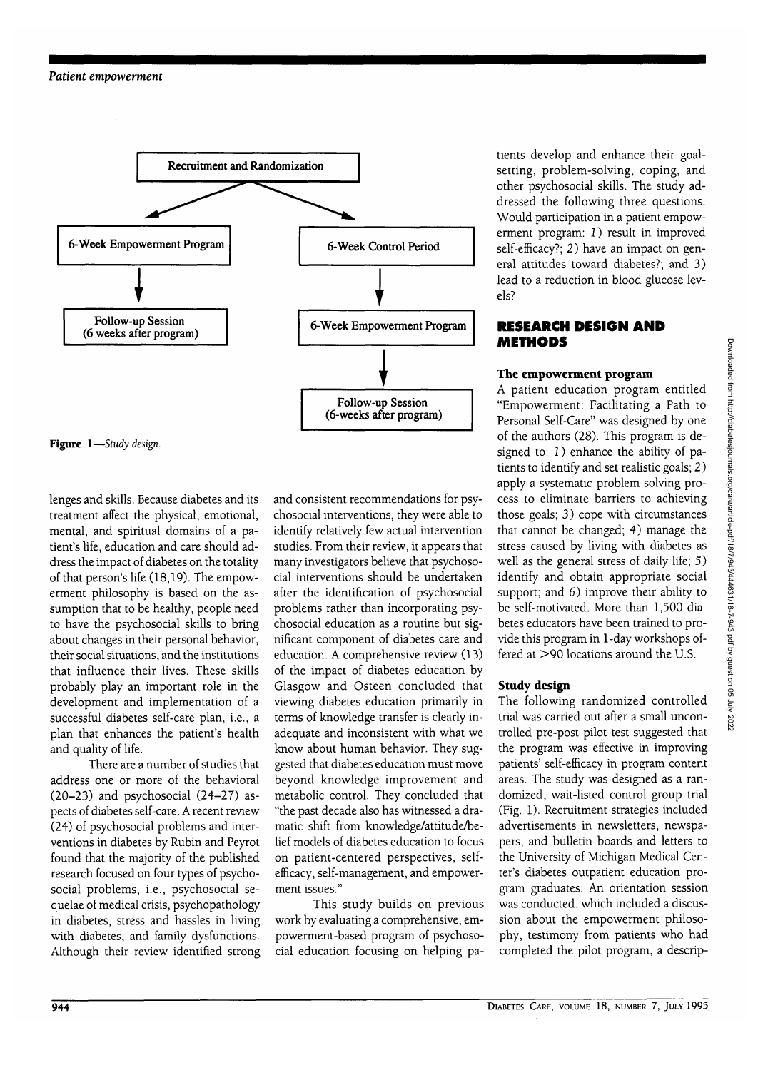Recruitment and Randomization

6-Week Empowerment Program → Follow-up Session (6 weeks after program)

6-Week Control Period → 6-Week Empowerment Program → Follow-up Session (6-weeks after program)

**Figure 1**—*Study design.*

lenges and skills. Because diabetes and its treatment affect the physical, emotional, mental, and spiritual domains of a patient's life, education and care should address the impact of diabetes on the totality of that person's life (18,19). The empowerment philosophy is based on the assumption that to be healthy, people need to have the psychosocial skills to bring about changes in their personal behavior, their social situations, and the institutions that influence their lives. These skills probably play an important role in the development and implementation of a successful diabetes self-care plan, i.e., a plan that enhances the patient's health and quality of life.

There are a number of studies that address one or more of the behavioral (20–23) and psychosocial (24–27) aspects of diabetes self-care. A recent review (24) of psychosocial problems and interventions in diabetes by Rubin and Peyrot found that the majority of the published research focused on four types of psychosocial problems, i.e., psychosocial sequelae of medical crisis, psychopathology in diabetes, stress and hassles in living with diabetes, and family dysfunctions. Although their review identified strong and consistent recommendations for psychosocial interventions, they were able to identify relatively few actual intervention studies. From their review, it appears that many investigators believe that psychosocial interventions should be undertaken after the identification of psychosocial problems rather than incorporating psychosocial education as a routine but significant component of diabetes care and education. A comprehensive review (13) of the impact of diabetes education by Glasgow and Osteen concluded that viewing diabetes education primarily in terms of knowledge transfer is clearly inadequate and inconsistent with what we know about human behavior. They suggested that diabetes education must move beyond knowledge improvement and metabolic control. They concluded that "the past decade also has witnessed a dramatic shift from knowledge/attitude/belief models of diabetes education to focus on patient-centered perspectives, self-efficacy, self-management, and empowerment issues."

This study builds on previous work by evaluating a comprehensive, empowerment-based program of psychosocial education focusing on helping patients develop and enhance their goal-setting, problem-solving, coping, and other psychosocial skills. The study addressed the following three questions. Would participation in a patient empowerment program: *1*) result in improved self-efficacy?; *2*) have an impact on general attitudes toward diabetes?; and *3*) lead to a reduction in blood glucose levels?

## RESEARCH DESIGN AND METHODS

### The empowerment program

A patient education program entitled "Empowerment: Facilitating a Path to Personal Self-Care" was designed by one of the authors (28). This program is designed to: *1*) enhance the ability of patients to identify and set realistic goals; *2*) apply a systematic problem-solving process to eliminate barriers to achieving those goals; *3*) cope with circumstances that cannot be changed; *4*) manage the stress caused by living with diabetes as well as the general stress of daily life; *5*) identify and obtain appropriate social support; and *6*) improve their ability to be self-motivated. More than 1,500 diabetes educators have been trained to provide this program in 1-day workshops offered at >90 locations around the U.S.

### Study design

The following randomized controlled trial was carried out after a small uncontrolled pre-post pilot test suggested that the program was effective in improving patients' self-efficacy in program content areas. The study was designed as a randomized, wait-listed control group trial (Fig. 1). Recruitment strategies included advertisements in newsletters, newspapers, and bulletin boards and letters to the University of Michigan Medical Center's diabetes outpatient education program graduates. An orientation session was conducted, which included a discussion about the empowerment philosophy, testimony from patients who had completed the pilot program, a descrip-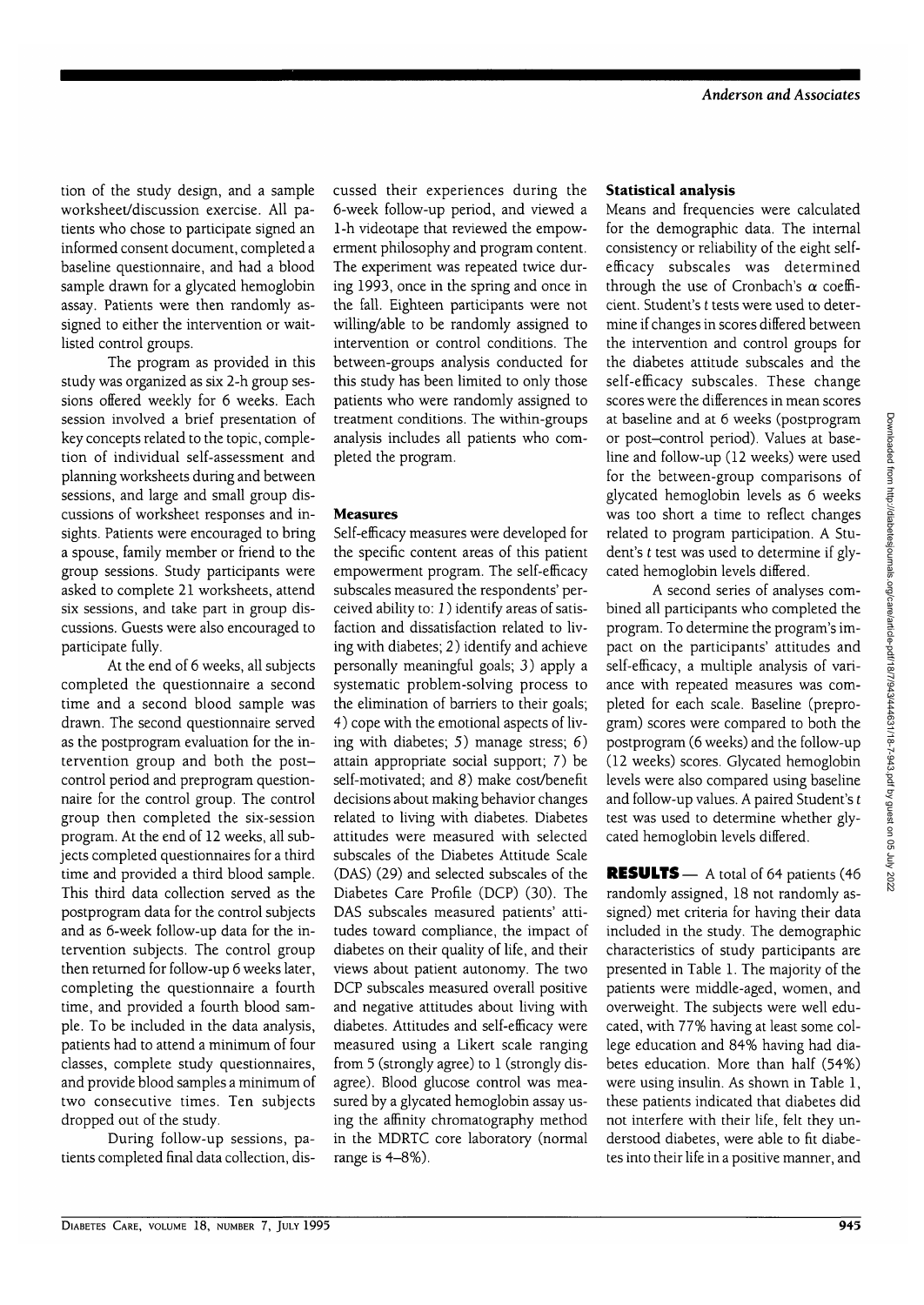tion of the study design, and a sample worksheet/discussion exercise. All patients who chose to participate signed an informed consent document, completed a baseline questionnaire, and had a blood sample drawn for a glycated hemoglobin assay. Patients were then randomly assigned to either the intervention or wait-listed control groups.

The program as provided in this study was organized as six 2-h group sessions offered weekly for 6 weeks. Each session involved a brief presentation of key concepts related to the topic, completion of individual self-assessment and planning worksheets during and between sessions, and large and small group discussions of worksheet responses and insights. Patients were encouraged to bring a spouse, family member or friend to the group sessions. Study participants were asked to complete 21 worksheets, attend six sessions, and take part in group discussions. Guests were also encouraged to participate fully.

At the end of 6 weeks, all subjects completed the questionnaire a second time and a second blood sample was drawn. The second questionnaire served as the postprogram evaluation for the intervention group and both the post–control period and preprogram questionnaire for the control group. The control group then completed the six-session program. At the end of 12 weeks, all subjects completed questionnaires for a third time and provided a third blood sample. This third data collection served as the postprogram data for the control subjects and as 6-week follow-up data for the intervention subjects. The control group then returned for follow-up 6 weeks later, completing the questionnaire a fourth time, and provided a fourth blood sample. To be included in the data analysis, patients had to attend a minimum of four classes, complete study questionnaires, and provide blood samples a minimum of two consecutive times. Ten subjects dropped out of the study.

During follow-up sessions, patients completed final data collection, discussed their experiences during the 6-week follow-up period, and viewed a 1-h videotape that reviewed the empowerment philosophy and program content. The experiment was repeated twice during 1993, once in the spring and once in the fall. Eighteen participants were not willing/able to be randomly assigned to intervention or control conditions. The between-groups analysis conducted for this study has been limited to only those patients who were randomly assigned to treatment conditions. The within-groups analysis includes all patients who completed the program.

### Measures

Self-efficacy measures were developed for the specific content areas of this patient empowerment program. The self-efficacy subscales measured the respondents' perceived ability to: *1*) identify areas of satisfaction and dissatisfaction related to living with diabetes; *2*) identify and achieve personally meaningful goals; *3*) apply a systematic problem-solving process to the elimination of barriers to their goals; *4*) cope with the emotional aspects of living with diabetes; *5*) manage stress; *6*) attain appropriate social support; *7*) be self-motivated; and *8*) make cost/benefit decisions about making behavior changes related to living with diabetes. Diabetes attitudes were measured with selected subscales of the Diabetes Attitude Scale (DAS) (29) and selected subscales of the Diabetes Care Profile (DCP) (30). The DAS subscales measured patients' attitudes toward compliance, the impact of diabetes on their quality of life, and their views about patient autonomy. The two DCP subscales measured overall positive and negative attitudes about living with diabetes. Attitudes and self-efficacy were measured using a Likert scale ranging from 5 (strongly agree) to 1 (strongly disagree). Blood glucose control was measured by a glycated hemoglobin assay using the affinity chromatography method in the MDRTC core laboratory (normal range is 4–8%).

### Statistical analysis

Means and frequencies were calculated for the demographic data. The internal consistency or reliability of the eight self-efficacy subscales was determined through the use of Cronbach's $\alpha$ coefficient. Student's *t* tests were used to determine if changes in scores differed between the intervention and control groups for the diabetes attitude subscales and the self-efficacy subscales. These change scores were the differences in mean scores at baseline and at 6 weeks (postprogram or post–control period). Values at baseline and follow-up (12 weeks) were used for the between-group comparisons of glycated hemoglobin levels as 6 weeks was too short a time to reflect changes related to program participation. A Student's *t* test was used to determine if glycated hemoglobin levels differed.

A second series of analyses combined all participants who completed the program. To determine the program's impact on the participants' attitudes and self-efficacy, a multiple analysis of variance with repeated measures was completed for each scale. Baseline (preprogram) scores were compared to both the postprogram (6 weeks) and the follow-up (12 weeks) scores. Glycated hemoglobin levels were also compared using baseline and follow-up values. A paired Student's *t* test was used to determine whether glycated hemoglobin levels differed.

## RESULTS

A total of 64 patients (46 randomly assigned, 18 not randomly assigned) met criteria for having their data included in the study. The demographic characteristics of study participants are presented in Table 1. The majority of the patients were middle-aged, women, and overweight. The subjects were well educated, with 77% having at least some college education and 84% having had diabetes education. More than half (54%) were using insulin. As shown in Table 1, these patients indicated that diabetes did not interfere with their life, felt they understood diabetes, were able to fit diabetes into their life in a positive manner, and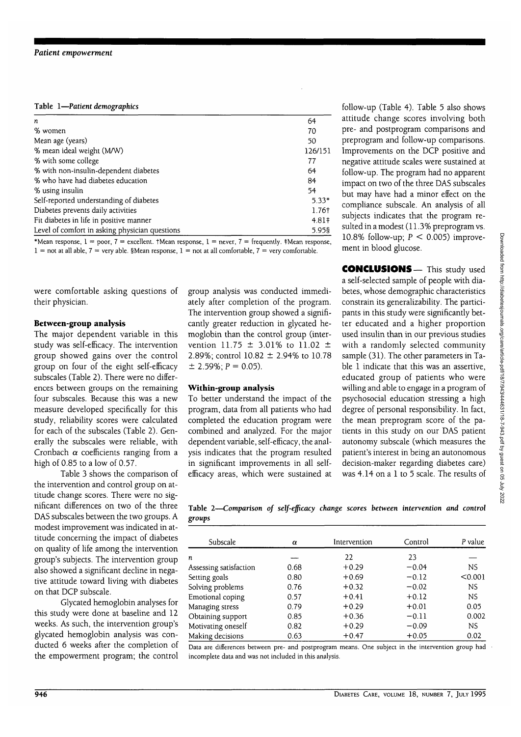**Table 1—Patient demographics**

| | |
|---|---|
| n | 64 |
| % women | 70 |
| Mean age (years) | 50 |
| % mean ideal weight (M/W) | 126/151 |
| % with some college | 77 |
| % with non-insulin-dependent diabetes | 64 |
| % who have had diabetes education | 84 |
| % using insulin | 54 |
| Self-reported understanding of diabetes | 5.33* |
| Diabetes prevents daily activities | 1.76† |
| Fit diabetes in life in positive manner | 4.81‡ |
| Level of comfort in asking physician questions | 5.95§ |

*Mean response, 1 = poor, 7 = excellent. †Mean response, 1 = never, 7 = frequently. ‡Mean response, 1 = not at all able, 7 = very able. §Mean response, 1 = not at all comfortable, 7 = very comfortable.

were comfortable asking questions of their physician.

### Between-group analysis

The major dependent variable in this study was self-efficacy. The intervention group showed gains over the control group on four of the eight self-efficacy subscales (Table 2). There were no differences between groups on the remaining four subscales. Because this was a new measure developed specifically for this study, reliability scores were calculated for each of the subscales (Table 2). Generally the subscales were reliable, with Cronbach $\alpha$ coefficients ranging from a high of 0.85 to a low of 0.57.

Table 3 shows the comparison of the intervention and control group on attitude change scores. There were no significant differences on two of the three DAS subscales between the two groups. A modest improvement was indicated in attitude concerning the impact of diabetes on quality of life among the intervention group's subjects. The intervention group also showed a significant decline in negative attitude toward living with diabetes on that DCP subscale.

Glycated hemoglobin analyses for this study were done at baseline and 12 weeks. As such, the intervention group's glycated hemoglobin analysis was conducted 6 weeks after the completion of the empowerment program; the control group analysis was conducted immediately after completion of the program. The intervention group showed a significantly greater reduction in glycated hemoglobin than the control group (intervention 11.75 ± 3.01% to 11.02 ± 2.89%; control 10.82 ± 2.94% to 10.78 ± 2.59%; $P = 0.05$).

### Within-group analysis

To better understand the impact of the program, data from all patients who had completed the education program were combined and analyzed. For the major dependent variable, self-efficacy, the analysis indicates that the program resulted in significant improvements in all self-efficacy areas, which were sustained at follow-up (Table 4). Table 5 also shows attitude change scores involving both pre- and postprogram comparisons and preprogram and follow-up comparisons. Improvements on the DCP positive and negative attitude scales were sustained at follow-up. The program had no apparent impact on two of the three DAS subscales but may have had a minor effect on the compliance subscale. An analysis of all subjects indicates that the program resulted in a modest (11.3% preprogram vs. 10.8% follow-up; $P < 0.005$) improvement in blood glucose.

## CONCLUSIONS

This study used a self-selected sample of people with diabetes, whose demographic characteristics constrain its generalizability. The participants in this study were significantly better educated and a higher proportion used insulin than in our previous studies with a randomly selected community sample (31). The other parameters in Table 1 indicate that this was an assertive, educated group of patients who were willing and able to engage in a program of psychosocial education stressing a high degree of personal responsibility. In fact, the mean preprogram score of the patients in this study on our DAS patient autonomy subscale (which measures the patient's interest in being an autonomous decision-maker regarding diabetes care) was 4.14 on a 1 to 5 scale. The results of

**Table 2—Comparison of self-efficacy change scores between intervention and control groups**

| Subscale | $\alpha$ | Intervention | Control | P value |
|---|---|---|---|---|
| n | — | 22 | 23 | — |
| Assessing satisfaction | 0.68 | +0.29 | −0.04 | NS |
| Setting goals | 0.80 | +0.69 | −0.12 | <0.001 |
| Solving problems | 0.76 | +0.32 | −0.02 | NS |
| Emotional coping | 0.57 | +0.41 | +0.12 | NS |
| Managing stress | 0.79 | +0.29 | +0.01 | 0.05 |
| Obtaining support | 0.85 | +0.36 | −0.11 | 0.002 |
| Motivating oneself | 0.82 | +0.29 | −0.09 | NS |
| Making decisions | 0.63 | +0.47 | +0.05 | 0.02 |

Data are differences between pre- and postprogram means. One subject in the intervention group had incomplete data and was not included in this analysis.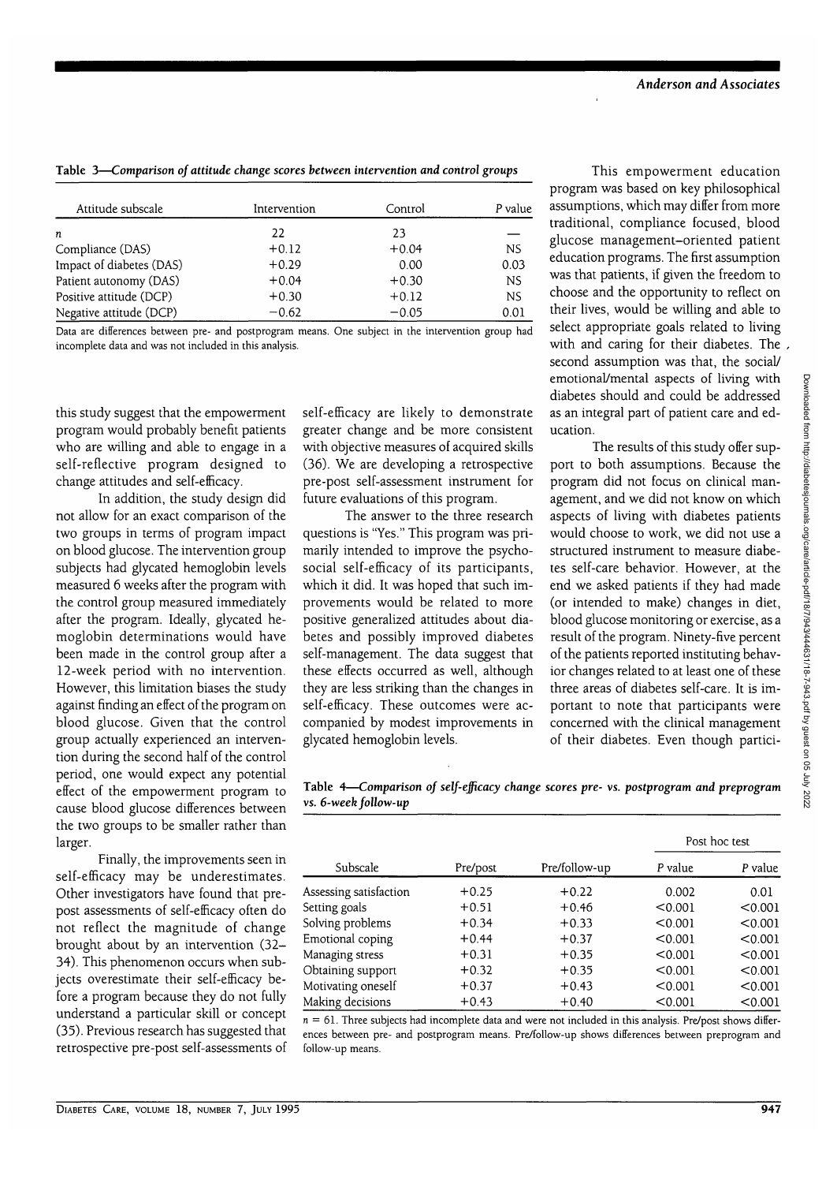**Table 3—*Comparison of attitude change scores between intervention and control groups***

| Attitude subscale | Intervention | Control | *P* value |
|---|---|---|---|
| *n* | 22 | 23 | — |
| Compliance (DAS) | +0.12 | +0.04 | NS |
| Impact of diabetes (DAS) | +0.29 | 0.00 | 0.03 |
| Patient autonomy (DAS) | +0.04 | +0.30 | NS |
| Positive attitude (DCP) | +0.30 | +0.12 | NS |
| Negative attitude (DCP) | −0.62 | −0.05 | 0.01 |

Data are differences between pre- and postprogram means. One subject in the intervention group had incomplete data and was not included in this analysis.

this study suggest that the empowerment program would probably benefit patients who are willing and able to engage in a self-reflective program designed to change attitudes and self-efficacy.

In addition, the study design did not allow for an exact comparison of the two groups in terms of program impact on blood glucose. The intervention group subjects had glycated hemoglobin levels measured 6 weeks after the program with the control group measured immediately after the program. Ideally, glycated hemoglobin determinations would have been made in the control group after a 12-week period with no intervention. However, this limitation biases the study against finding an effect of the program on blood glucose. Given that the control group actually experienced an intervention during the second half of the control period, one would expect any potential effect of the empowerment program to cause blood glucose differences between the two groups to be smaller rather than larger.

Finally, the improvements seen in self-efficacy may be underestimates. Other investigators have found that pre-post assessments of self-efficacy often do not reflect the magnitude of change brought about by an intervention (32–34). This phenomenon occurs when subjects overestimate their self-efficacy before a program because they do not fully understand a particular skill or concept (35). Previous research has suggested that retrospective pre-post self-assessments of self-efficacy are likely to demonstrate greater change and be more consistent with objective measures of acquired skills (36). We are developing a retrospective pre-post self-assessment instrument for future evaluations of this program.

The answer to the three research questions is "Yes." This program was primarily intended to improve the psychosocial self-efficacy of its participants, which it did. It was hoped that such improvements would be related to more positive generalized attitudes about diabetes and possibly improved diabetes self-management. The data suggest that these effects occurred as well, although they are less striking than the changes in self-efficacy. These outcomes were accompanied by modest improvements in glycated hemoglobin levels.

This empowerment education program was based on key philosophical assumptions, which may differ from more traditional, compliance focused, blood glucose management–oriented patient education programs. The first assumption was that patients, if given the freedom to choose and the opportunity to reflect on their lives, would be willing and able to select appropriate goals related to living with and caring for their diabetes. The second assumption was that, the social/emotional/mental aspects of living with diabetes should and could be addressed as an integral part of patient care and education.

The results of this study offer support to both assumptions. Because the program did not focus on clinical management, and we did not know on which aspects of living with diabetes patients would choose to work, we did not use a structured instrument to measure diabetes self-care behavior. However, at the end we asked patients if they had made (or intended to make) changes in diet, blood glucose monitoring or exercise, as a result of the program. Ninety-five percent of the patients reported instituting behavior changes related to at least one of these three areas of diabetes self-care. It is important to note that participants were concerned with the clinical management of their diabetes. Even though partici-

**Table 4—*Comparison of self-efficacy change scores pre- vs. postprogram and preprogram vs. 6-week follow-up***

| | | | Post hoc test | |
|---|---|---|---|---|
| Subscale | Pre/post | Pre/follow-up | *P* value | *P* value |
| Assessing satisfaction | +0.25 | +0.22 | 0.002 | 0.01 |
| Setting goals | +0.51 | +0.46 | <0.001 | <0.001 |
| Solving problems | +0.34 | +0.33 | <0.001 | <0.001 |
| Emotional coping | +0.44 | +0.37 | <0.001 | <0.001 |
| Managing stress | +0.31 | +0.35 | <0.001 | <0.001 |
| Obtaining support | +0.32 | +0.35 | <0.001 | <0.001 |
| Motivating oneself | +0.37 | +0.43 | <0.001 | <0.001 |
| Making decisions | +0.43 | +0.40 | <0.001 | <0.001 |

$n = 61$. Three subjects had incomplete data and were not included in this analysis. Pre/post shows differences between pre- and postprogram means. Pre/follow-up shows differences between preprogram and follow-up means.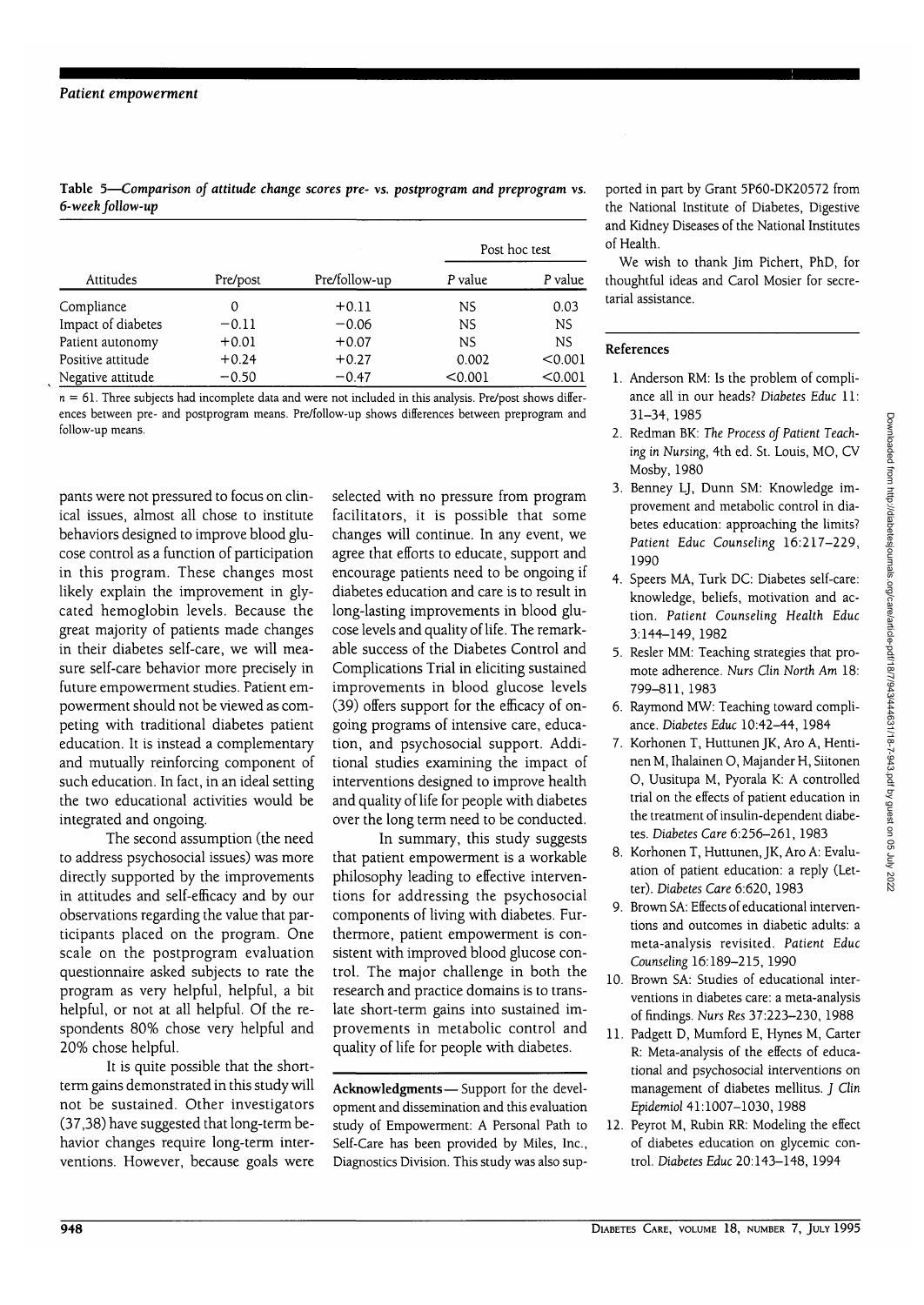**Table 5—Comparison of attitude change scores pre- vs. postprogram and preprogram vs. 6-week follow-up**

| | | | Post hoc test | |
|---|---|---|---|---|
| Attitudes | Pre/post | Pre/follow-up | P value | P value |
| Compliance | 0 | +0.11 | NS | 0.03 |
| Impact of diabetes | −0.11 | −0.06 | NS | NS |
| Patient autonomy | +0.01 | +0.07 | NS | NS |
| Positive attitude | +0.24 | +0.27 | 0.002 | <0.001 |
| Negative attitude | −0.50 | −0.47 | <0.001 | <0.001 |

n = 61. Three subjects had incomplete data and were not included in this analysis. Pre/post shows differences between pre- and postprogram means. Pre/follow-up shows differences between preprogram and follow-up means.

pants were not pressured to focus on clinical issues, almost all chose to institute behaviors designed to improve blood glucose control as a function of participation in this program. These changes most likely explain the improvement in glycated hemoglobin levels. Because the great majority of patients made changes in their diabetes self-care, we will measure self-care behavior more precisely in future empowerment studies. Patient empowerment should not be viewed as competing with traditional diabetes patient education. It is instead a complementary and mutually reinforcing component of such education. In fact, in an ideal setting the two educational activities would be integrated and ongoing.

The second assumption (the need to address psychosocial issues) was more directly supported by the improvements in attitudes and self-efficacy and by our observations regarding the value that participants placed on the program. One scale on the postprogram evaluation questionnaire asked subjects to rate the program as very helpful, helpful, a bit helpful, or not at all helpful. Of the respondents 80% chose very helpful and 20% chose helpful.

It is quite possible that the short-term gains demonstrated in this study will not be sustained. Other investigators (37,38) have suggested that long-term behavior changes require long-term interventions. However, because goals were selected with no pressure from program facilitators, it is possible that some changes will continue. In any event, we agree that efforts to educate, support and encourage patients need to be ongoing if diabetes education and care is to result in long-lasting improvements in blood glucose levels and quality of life. The remarkable success of the Diabetes Control and Complications Trial in eliciting sustained improvements in blood glucose levels (39) offers support for the efficacy of ongoing programs of intensive care, education, and psychosocial support. Additional studies examining the impact of interventions designed to improve health and quality of life for people with diabetes over the long term need to be conducted.

In summary, this study suggests that patient empowerment is a workable philosophy leading to effective interventions for addressing the psychosocial components of living with diabetes. Furthermore, patient empowerment is consistent with improved blood glucose control. The major challenge in both the research and practice domains is to translate short-term gains into sustained improvements in metabolic control and quality of life for people with diabetes.

**Acknowledgments**— Support for the development and dissemination and this evaluation study of Empowerment: A Personal Path to Self-Care has been provided by Miles, Inc., Diagnostics Division. This study was also supported in part by Grant 5P60-DK20572 from the National Institute of Diabetes, Digestive and Kidney Diseases of the National Institutes of Health.

We wish to thank Jim Pichert, PhD, for thoughtful ideas and Carol Mosier for secretarial assistance.

## References

1. Anderson RM: Is the problem of compliance all in our heads? *Diabetes Educ* 11: 31–34, 1985
2. Redman BK: *The Process of Patient Teaching in Nursing*, 4th ed. St. Louis, MO, CV Mosby, 1980
3. Benney LJ, Dunn SM: Knowledge improvement and metabolic control in diabetes education: approaching the limits? *Patient Educ Counseling* 16:217–229, 1990
4. Speers MA, Turk DC: Diabetes self-care: knowledge, beliefs, motivation and action. *Patient Counseling Health Educ* 3:144–149, 1982
5. Resler MM: Teaching strategies that promote adherence. *Nurs Clin North Am* 18: 799–811, 1983
6. Raymond MW: Teaching toward compliance. *Diabetes Educ* 10:42–44, 1984
7. Korhonen T, Huttunen JK, Aro A, Hentinen M, Ihalainen O, Majander H, Siitonen O, Uusitupa M, Pyorala K: A controlled trial on the effects of patient education in the treatment of insulin-dependent diabetes. *Diabetes Care* 6:256–261, 1983
8. Korhonen T, Huttunen, JK, Aro A: Evaluation of patient education: a reply (Letter). *Diabetes Care* 6:620, 1983
9. Brown SA: Effects of educational interventions and outcomes in diabetic adults: a meta-analysis revisited. *Patient Educ Counseling* 16:189–215, 1990
10. Brown SA: Studies of educational interventions in diabetes care: a meta-analysis of findings. *Nurs Res* 37:223–230, 1988
11. Padgett D, Mumford E, Hynes M, Carter R: Meta-analysis of the effects of educational and psychosocial interventions on management of diabetes mellitus. *J Clin Epidemiol* 41:1007–1030, 1988
12. Peyrot M, Rubin RR: Modeling the effect of diabetes education on glycemic control. *Diabetes Educ* 20:143–148, 1994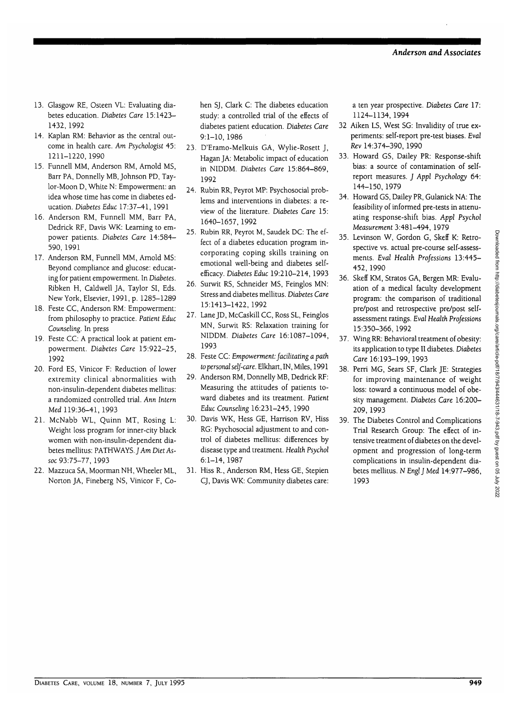13. Glasgow RE, Osteen VL: Evaluating diabetes education. *Diabetes Care* 15:1423–1432, 1992
14. Kaplan RM: Behavior as the central outcome in health care. *Am Psychologist* 45: 1211–1220, 1990
15. Funnell MM, Anderson RM, Arnold MS, Barr PA, Donnelly MB, Johnson PD, Taylor-Moon D, White N: Empowerment: an idea whose time has come in diabetes education. *Diabetes Educ* 17:37–41, 1991
16. Anderson RM, Funnell MM, Barr PA, Dedrick RF, Davis WK: Learning to empower patients. *Diabetes Care* 14:584–590, 1991
17. Anderson RM, Funnell MM, Arnold MS: Beyond compliance and glucose: educating for patient empowerment. In *Diabetes*. Ribken H, Caldwell JA, Taylor SI, Eds. New York, Elsevier, 1991, p. 1285–1289
18. Feste CC, Anderson RM: Empowerment: from philosophy to practice. *Patient Educ Counseling*. In press
19. Feste CC: A practical look at patient empowerment. *Diabetes Care* 15:922–25, 1992
20. Ford ES, Vinicor F: Reduction of lower extremity clinical abnormalities with non-insulin-dependent diabetes mellitus: a randomized controlled trial. *Ann Intern Med* 119:36–41, 1993
21. McNabb WL, Quinn MT, Rosing L: Weight loss program for inner-city black women with non-insulin-dependent diabetes mellitus: PATHWAYS. *J Am Diet Assoc* 93:75–77, 1993
22. Mazzuca SA, Moorman NH, Wheeler ML, Norton JA, Fineberg NS, Vinicor F, Cohen SJ, Clark C: The diabetes education study: a controlled trial of the effects of diabetes patient education. *Diabetes Care* 9:1–10, 1986
23. D'Eramo-Melkuis GA, Wylie-Rosett J, Hagan JA: Metabolic impact of education in NIDDM. *Diabetes Care* 15:864–869, 1992
24. Rubin RR, Peyrot MP: Psychosocial problems and interventions in diabetes: a review of the literature. *Diabetes Care* 15: 1640–1657, 1992
25. Rubin RR, Peyrot M, Saudek DC: The effect of a diabetes education program incorporating coping skills training on emotional well-being and diabetes self-efficacy. *Diabetes Educ* 19:210–214, 1993
26. Surwit RS, Schneider MS, Feinglos MN: Stress and diabetes mellitus. *Diabetes Care* 15:1413–1422, 1992
27. Lane JD, McCaskill CC, Ross SL, Feinglos MN, Surwit RS: Relaxation training for NIDDM. *Diabetes Care* 16:1087–1094, 1993
28. Feste CC: *Empowerment: facilitating a path to personal self-care*. Elkhart, IN, Miles, 1991
29. Anderson RM, Donnelly MB, Dedrick RF: Measuring the attitudes of patients toward diabetes and its treatment. *Patient Educ Counseling* 16:231–245, 1990
30. Davis WK, Hess GE, Harrison RV, Hiss RG: Psychosocial adjustment to and control of diabetes mellitus: differences by disease type and treatment. *Health Psychol* 6:1–14, 1987
31. Hiss R., Anderson RM, Hess GE, Stepien CJ, Davis WK: Community diabetes care: a ten year prospective. *Diabetes Care* 17: 1124–1134, 1994
32. Aiken LS, West SG: Invalidity of true experiments: self-report pre-test biases. *Eval Rev* 14:374–390, 1990
33. Howard GS, Dailey PR: Response-shift bias: a source of contamination of self-report measures. *J Appl Psychology* 64: 144–150, 1979
34. Howard GS, Dailey PR, Gulanick NA: The feasibility of informed pre-tests in attenuating response-shift bias. *Appl Psychol Measurement* 3:481–494, 1979
35. Levinson W, Gordon G, Skeff K: Retrospective vs. actual pre-course self-assessments. *Eval Health Professions* 13:445–452, 1990
36. Skeff KM, Stratos GA, Bergen MR: Evaluation of a medical faculty development program: the comparison of traditional pre/post and retrospective pre/post self-assessment ratings. *Eval Health Professions* 15:350–366, 1992
37. Wing RR: Behavioral treatment of obesity: its application to type II diabetes. *Diabetes Care* 16:193–199, 1993
38. Perri MG, Sears SF, Clark JE: Strategies for improving maintenance of weight loss: toward a continuous model of obesity management. *Diabetes Care* 16:200–209, 1993
39. The Diabetes Control and Complications Trial Research Group: The effect of intensive treatment of diabetes on the development and progression of long-term complications in insulin-dependent diabetes mellitus. *N Engl J Med* 14:977–986, 1993